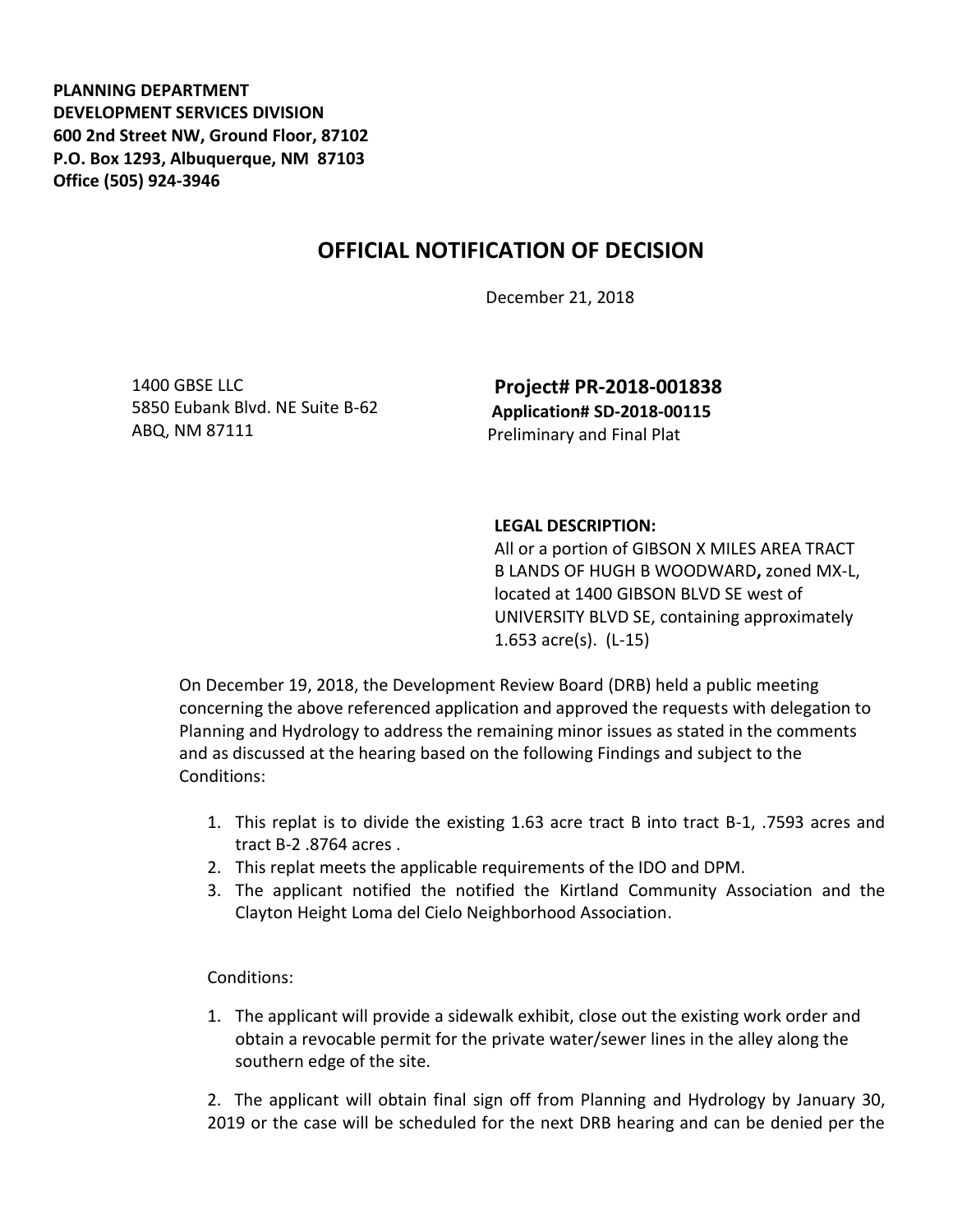**PLANNING DEPARTMENT**
**DEVELOPMENT SERVICES DIVISION**
**600 2nd Street NW, Ground Floor, 87102**
**P.O. Box 1293, Albuquerque, NM 87103**
**Office (505) 924-3946**

# OFFICIAL NOTIFICATION OF DECISION

December 21, 2018

1400 GBSE LLC
5850 Eubank Blvd. NE Suite B-62
ABQ, NM 87111

**Project# PR-2018-001838**
**Application# SD-2018-00115**
Preliminary and Final Plat

**LEGAL DESCRIPTION:**
All or a portion of GIBSON X MILES AREA TRACT B LANDS OF HUGH B WOODWARD**,** zoned MX-L, located at 1400 GIBSON BLVD SE west of UNIVERSITY BLVD SE, containing approximately 1.653 acre(s). (L-15)

On December 19, 2018, the Development Review Board (DRB) held a public meeting concerning the above referenced application and approved the requests with delegation to Planning and Hydrology to address the remaining minor issues as stated in the comments and as discussed at the hearing based on the following Findings and subject to the Conditions:

1. This replat is to divide the existing 1.63 acre tract B into tract B-1, .7593 acres and tract B-2 .8764 acres .
2. This replat meets the applicable requirements of the IDO and DPM.
3. The applicant notified the notified the Kirtland Community Association and the Clayton Height Loma del Cielo Neighborhood Association.

Conditions:

1. The applicant will provide a sidewalk exhibit, close out the existing work order and obtain a revocable permit for the private water/sewer lines in the alley along the southern edge of the site.

2. The applicant will obtain final sign off from Planning and Hydrology by January 30, 2019 or the case will be scheduled for the next DRB hearing and can be denied per the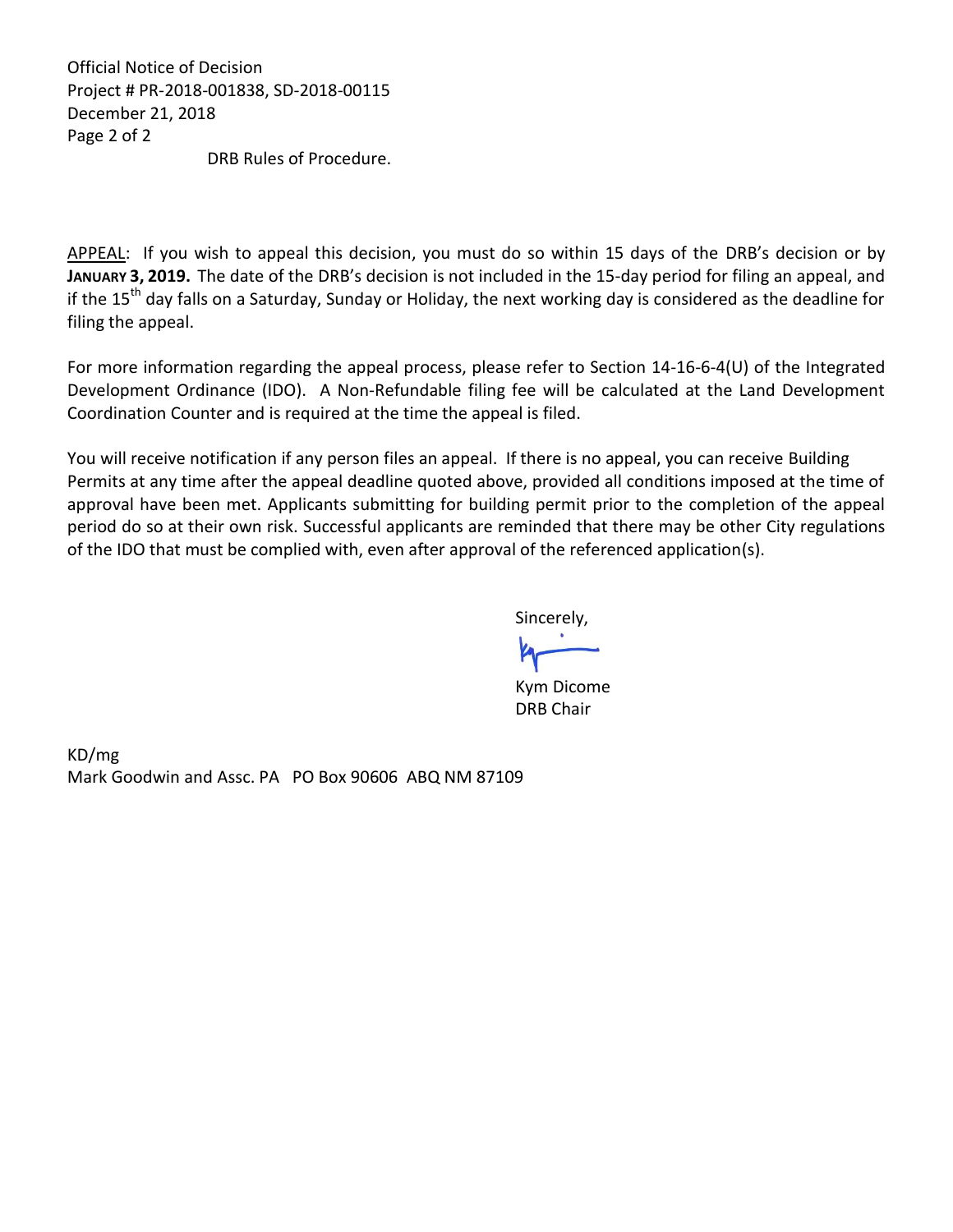DRB Rules of Procedure.

APPEAL: If you wish to appeal this decision, you must do so within 15 days of the DRB's decision or by **JANUARY 3, 2019.** The date of the DRB's decision is not included in the 15-day period for filing an appeal, and if the 15th day falls on a Saturday, Sunday or Holiday, the next working day is considered as the deadline for filing the appeal.

For more information regarding the appeal process, please refer to Section 14-16-6-4(U) of the Integrated Development Ordinance (IDO). A Non-Refundable filing fee will be calculated at the Land Development Coordination Counter and is required at the time the appeal is filed.

You will receive notification if any person files an appeal. If there is no appeal, you can receive Building Permits at any time after the appeal deadline quoted above, provided all conditions imposed at the time of approval have been met. Applicants submitting for building permit prior to the completion of the appeal period do so at their own risk. Successful applicants are reminded that there may be other City regulations of the IDO that must be complied with, even after approval of the referenced application(s).

Sincerely,

Kym Dicome
DRB Chair

KD/mg
Mark Goodwin and Assc. PA PO Box 90606 ABQ NM 87109